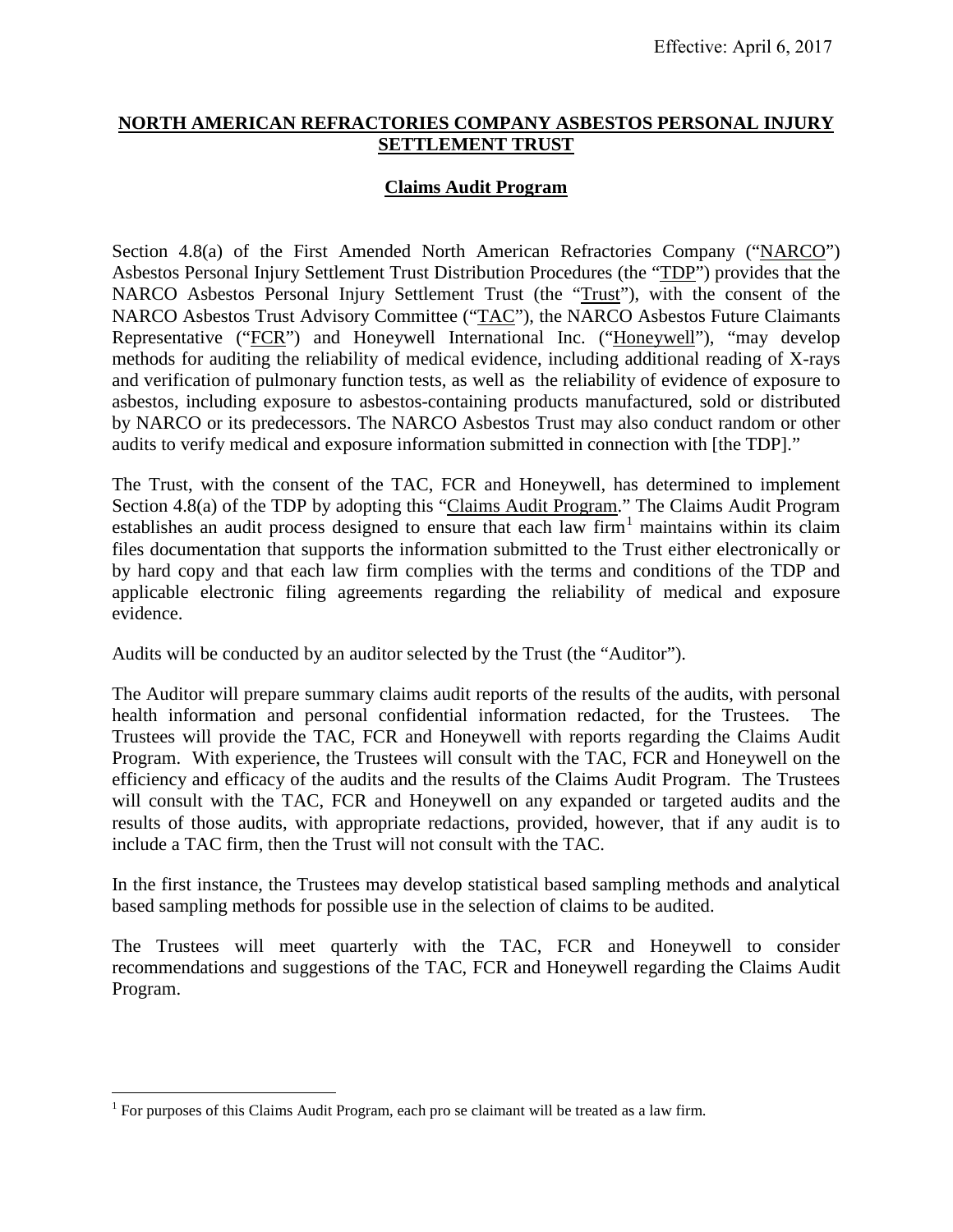Effective: April 6, 2017

# NORTH AMERICAN REFRACTORIES COMPANY ASBESTOS PERSONAL INJURY SETTLEMENT TRUST

## Claims Audit Program

Section 4.8(a) of the First Amended North American Refractories Company ("NARCO") Asbestos Personal Injury Settlement Trust Distribution Procedures (the "TDP") provides that the NARCO Asbestos Personal Injury Settlement Trust (the "Trust"), with the consent of the NARCO Asbestos Trust Advisory Committee ("TAC"), the NARCO Asbestos Future Claimants Representative ("FCR") and Honeywell International Inc. ("Honeywell"), "may develop methods for auditing the reliability of medical evidence, including additional reading of X-rays and verification of pulmonary function tests, as well as the reliability of evidence of exposure to asbestos, including exposure to asbestos-containing products manufactured, sold or distributed by NARCO or its predecessors. The NARCO Asbestos Trust may also conduct random or other audits to verify medical and exposure information submitted in connection with [the TDP]."

The Trust, with the consent of the TAC, FCR and Honeywell, has determined to implement Section 4.8(a) of the TDP by adopting this "Claims Audit Program." The Claims Audit Program establishes an audit process designed to ensure that each law firm[1] maintains within its claim files documentation that supports the information submitted to the Trust either electronically or by hard copy and that each law firm complies with the terms and conditions of the TDP and applicable electronic filing agreements regarding the reliability of medical and exposure evidence.

Audits will be conducted by an auditor selected by the Trust (the "Auditor").

The Auditor will prepare summary claims audit reports of the results of the audits, with personal health information and personal confidential information redacted, for the Trustees. The Trustees will provide the TAC, FCR and Honeywell with reports regarding the Claims Audit Program. With experience, the Trustees will consult with the TAC, FCR and Honeywell on the efficiency and efficacy of the audits and the results of the Claims Audit Program. The Trustees will consult with the TAC, FCR and Honeywell on any expanded or targeted audits and the results of those audits, with appropriate redactions, provided, however, that if any audit is to include a TAC firm, then the Trust will not consult with the TAC.

In the first instance, the Trustees may develop statistical based sampling methods and analytical based sampling methods for possible use in the selection of claims to be audited.

The Trustees will meet quarterly with the TAC, FCR and Honeywell to consider recommendations and suggestions of the TAC, FCR and Honeywell regarding the Claims Audit Program.

---

[1] For purposes of this Claims Audit Program, each pro se claimant will be treated as a law firm.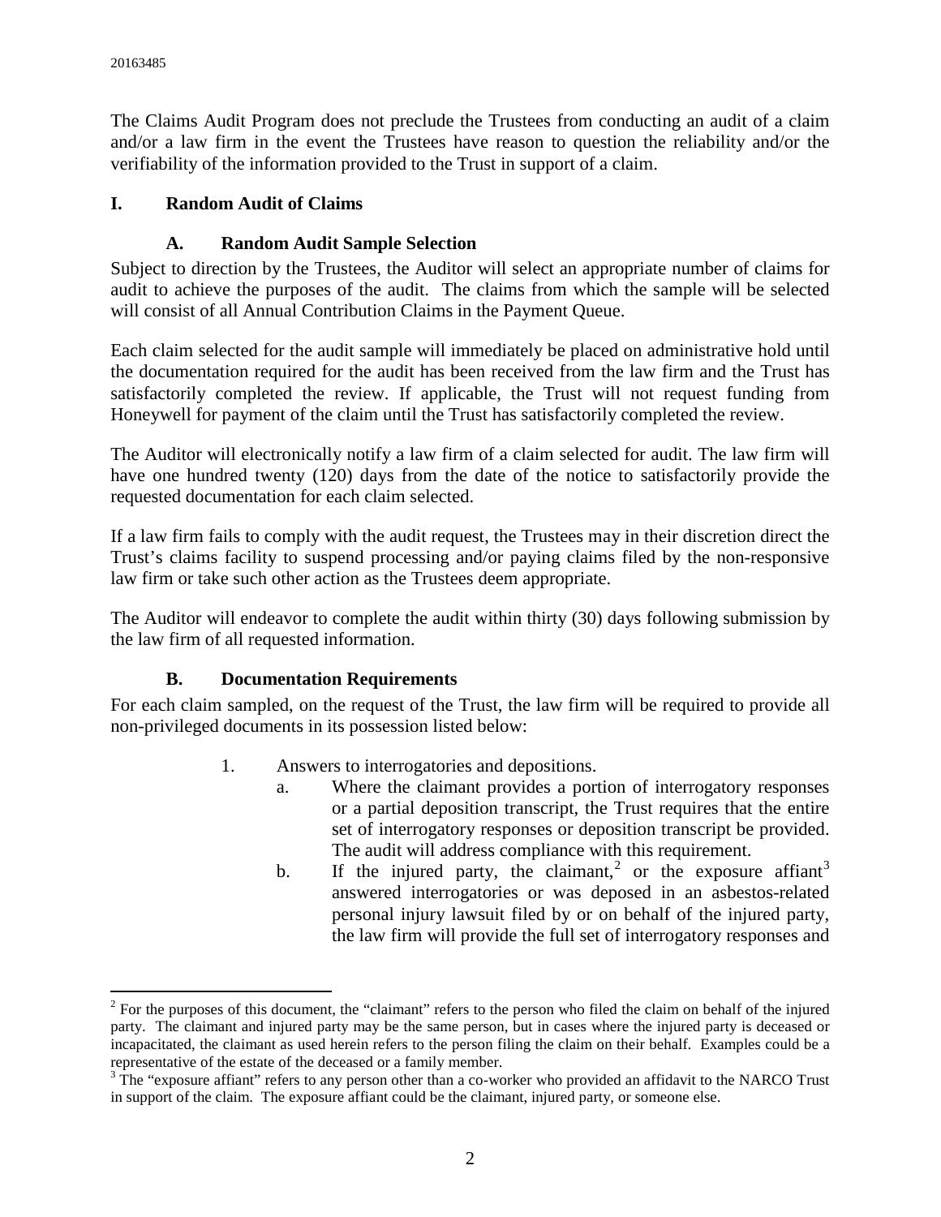The Claims Audit Program does not preclude the Trustees from conducting an audit of a claim and/or a law firm in the event the Trustees have reason to question the reliability and/or the verifiability of the information provided to the Trust in support of a claim.

## I. Random Audit of Claims

### A. Random Audit Sample Selection

Subject to direction by the Trustees, the Auditor will select an appropriate number of claims for audit to achieve the purposes of the audit. The claims from which the sample will be selected will consist of all Annual Contribution Claims in the Payment Queue.

Each claim selected for the audit sample will immediately be placed on administrative hold until the documentation required for the audit has been received from the law firm and the Trust has satisfactorily completed the review. If applicable, the Trust will not request funding from Honeywell for payment of the claim until the Trust has satisfactorily completed the review.

The Auditor will electronically notify a law firm of a claim selected for audit. The law firm will have one hundred twenty (120) days from the date of the notice to satisfactorily provide the requested documentation for each claim selected.

If a law firm fails to comply with the audit request, the Trustees may in their discretion direct the Trust's claims facility to suspend processing and/or paying claims filed by the non-responsive law firm or take such other action as the Trustees deem appropriate.

The Auditor will endeavor to complete the audit within thirty (30) days following submission by the law firm of all requested information.

### B. Documentation Requirements

For each claim sampled, on the request of the Trust, the law firm will be required to provide all non-privileged documents in its possession listed below:

1. Answers to interrogatories and depositions.
   a. Where the claimant provides a portion of interrogatory responses or a partial deposition transcript, the Trust requires that the entire set of interrogatory responses or deposition transcript be provided. The audit will address compliance with this requirement.
   b. If the injured party, the claimant,[2] or the exposure affiant[3] answered interrogatories or was deposed in an asbestos-related personal injury lawsuit filed by or on behalf of the injured party, the law firm will provide the full set of interrogatory responses and

[2] For the purposes of this document, the "claimant" refers to the person who filed the claim on behalf of the injured party. The claimant and injured party may be the same person, but in cases where the injured party is deceased or incapacitated, the claimant as used herein refers to the person filing the claim on their behalf. Examples could be a representative of the estate of the deceased or a family member.

[3] The "exposure affiant" refers to any person other than a co-worker who provided an affidavit to the NARCO Trust in support of the claim. The exposure affiant could be the claimant, injured party, or someone else.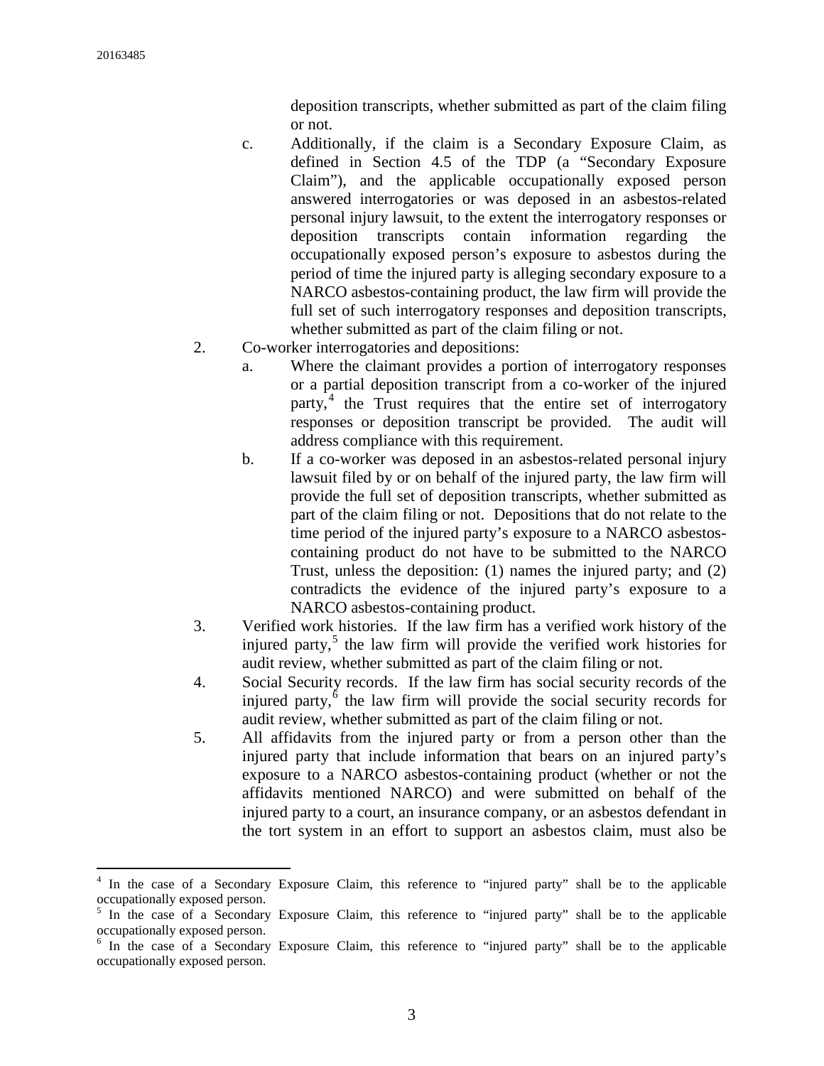deposition transcripts, whether submitted as part of the claim filing or not.

c. Additionally, if the claim is a Secondary Exposure Claim, as defined in Section 4.5 of the TDP (a "Secondary Exposure Claim"), and the applicable occupationally exposed person answered interrogatories or was deposed in an asbestos-related personal injury lawsuit, to the extent the interrogatory responses or deposition transcripts contain information regarding the occupationally exposed person's exposure to asbestos during the period of time the injured party is alleging secondary exposure to a NARCO asbestos-containing product, the law firm will provide the full set of such interrogatory responses and deposition transcripts, whether submitted as part of the claim filing or not.

2. Co-worker interrogatories and depositions:

   a. Where the claimant provides a portion of interrogatory responses or a partial deposition transcript from a co-worker of the injured party,[4] the Trust requires that the entire set of interrogatory responses or deposition transcript be provided. The audit will address compliance with this requirement.

   b. If a co-worker was deposed in an asbestos-related personal injury lawsuit filed by or on behalf of the injured party, the law firm will provide the full set of deposition transcripts, whether submitted as part of the claim filing or not. Depositions that do not relate to the time period of the injured party's exposure to a NARCO asbestos-containing product do not have to be submitted to the NARCO Trust, unless the deposition: (1) names the injured party; and (2) contradicts the evidence of the injured party's exposure to a NARCO asbestos-containing product.

3. Verified work histories. If the law firm has a verified work history of the injured party,[5] the law firm will provide the verified work histories for audit review, whether submitted as part of the claim filing or not.

4. Social Security records. If the law firm has social security records of the injured party,[6] the law firm will provide the social security records for audit review, whether submitted as part of the claim filing or not.

5. All affidavits from the injured party or from a person other than the injured party that include information that bears on an injured party's exposure to a NARCO asbestos-containing product (whether or not the affidavits mentioned NARCO) and were submitted on behalf of the injured party to a court, an insurance company, or an asbestos defendant in the tort system in an effort to support an asbestos claim, must also be

---

[4] In the case of a Secondary Exposure Claim, this reference to "injured party" shall be to the applicable occupationally exposed person.

[5] In the case of a Secondary Exposure Claim, this reference to "injured party" shall be to the applicable occupationally exposed person.

[6] In the case of a Secondary Exposure Claim, this reference to "injured party" shall be to the applicable occupationally exposed person.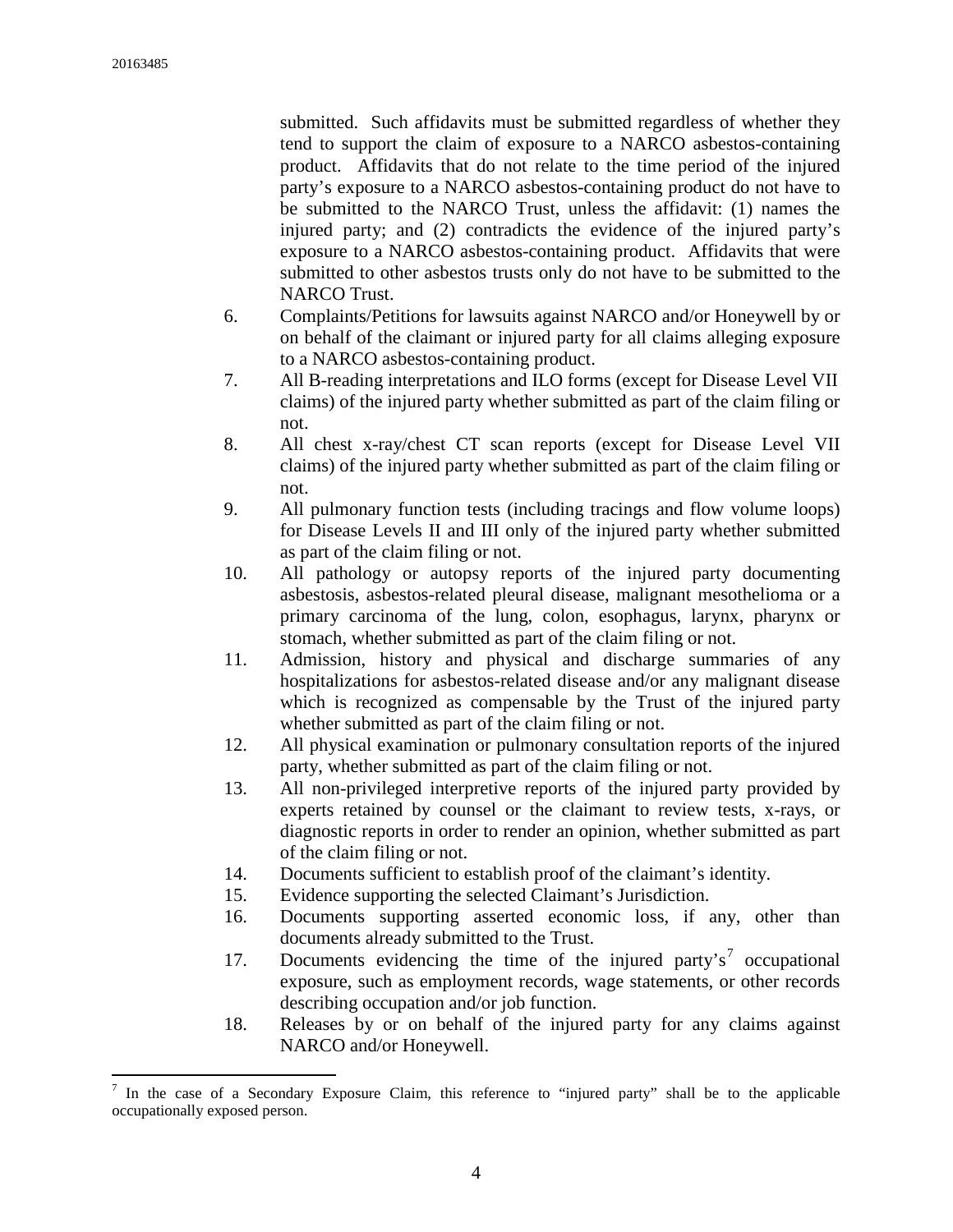submitted. Such affidavits must be submitted regardless of whether they tend to support the claim of exposure to a NARCO asbestos-containing product. Affidavits that do not relate to the time period of the injured party's exposure to a NARCO asbestos-containing product do not have to be submitted to the NARCO Trust, unless the affidavit: (1) names the injured party; and (2) contradicts the evidence of the injured party's exposure to a NARCO asbestos-containing product. Affidavits that were submitted to other asbestos trusts only do not have to be submitted to the NARCO Trust.

6. Complaints/Petitions for lawsuits against NARCO and/or Honeywell by or on behalf of the claimant or injured party for all claims alleging exposure to a NARCO asbestos-containing product.
7. All B-reading interpretations and ILO forms (except for Disease Level VII claims) of the injured party whether submitted as part of the claim filing or not.
8. All chest x-ray/chest CT scan reports (except for Disease Level VII claims) of the injured party whether submitted as part of the claim filing or not.
9. All pulmonary function tests (including tracings and flow volume loops) for Disease Levels II and III only of the injured party whether submitted as part of the claim filing or not.
10. All pathology or autopsy reports of the injured party documenting asbestosis, asbestos-related pleural disease, malignant mesothelioma or a primary carcinoma of the lung, colon, esophagus, larynx, pharynx or stomach, whether submitted as part of the claim filing or not.
11. Admission, history and physical and discharge summaries of any hospitalizations for asbestos-related disease and/or any malignant disease which is recognized as compensable by the Trust of the injured party whether submitted as part of the claim filing or not.
12. All physical examination or pulmonary consultation reports of the injured party, whether submitted as part of the claim filing or not.
13. All non-privileged interpretive reports of the injured party provided by experts retained by counsel or the claimant to review tests, x-rays, or diagnostic reports in order to render an opinion, whether submitted as part of the claim filing or not.
14. Documents sufficient to establish proof of the claimant's identity.
15. Evidence supporting the selected Claimant's Jurisdiction.
16. Documents supporting asserted economic loss, if any, other than documents already submitted to the Trust.
17. Documents evidencing the time of the injured party's[7] occupational exposure, such as employment records, wage statements, or other records describing occupation and/or job function.
18. Releases by or on behalf of the injured party for any claims against NARCO and/or Honeywell.

[7] In the case of a Secondary Exposure Claim, this reference to "injured party" shall be to the applicable occupationally exposed person.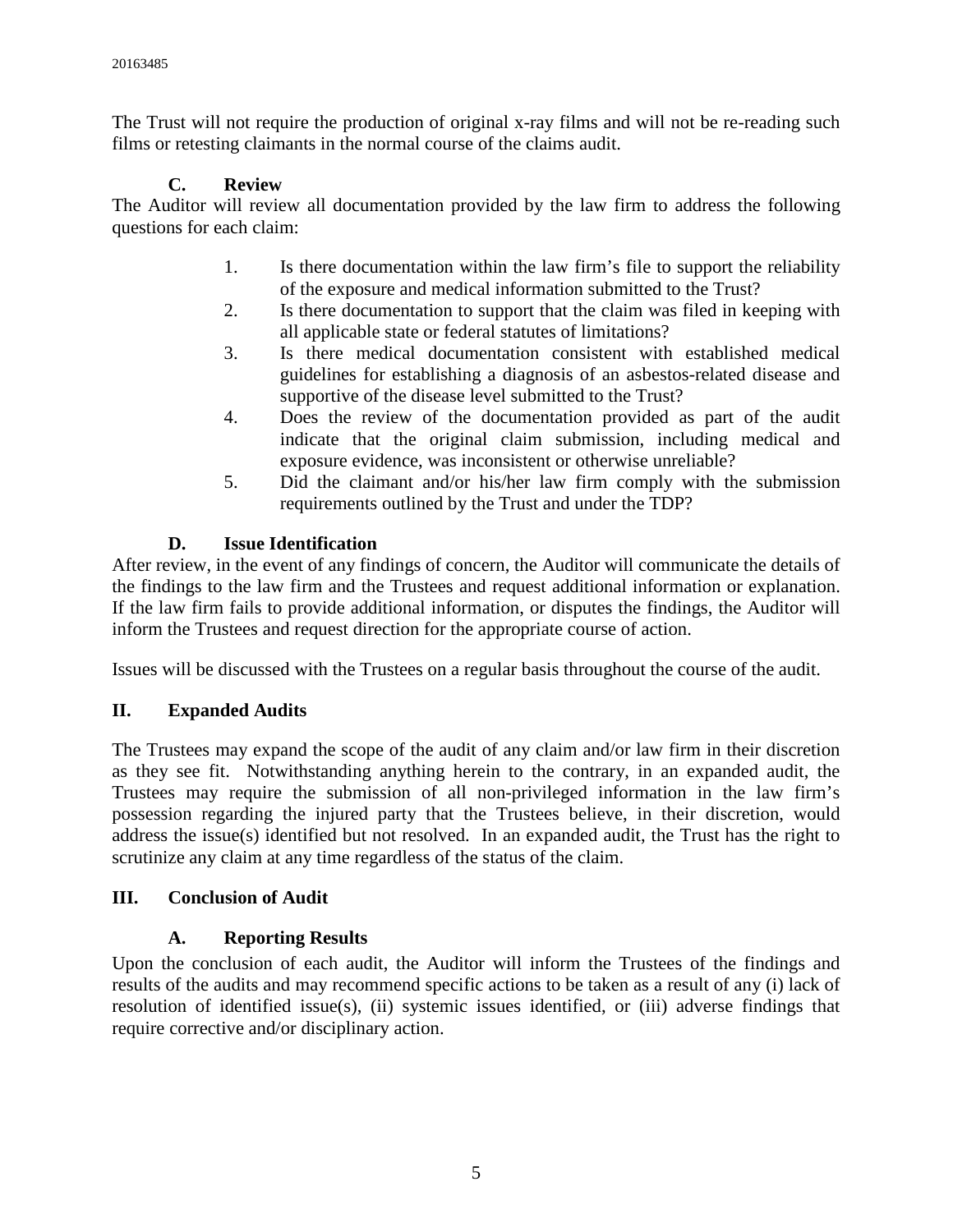The Trust will not require the production of original x-ray films and will not be re-reading such films or retesting claimants in the normal course of the claims audit.

### C. Review

The Auditor will review all documentation provided by the law firm to address the following questions for each claim:

1. Is there documentation within the law firm's file to support the reliability of the exposure and medical information submitted to the Trust?
2. Is there documentation to support that the claim was filed in keeping with all applicable state or federal statutes of limitations?
3. Is there medical documentation consistent with established medical guidelines for establishing a diagnosis of an asbestos-related disease and supportive of the disease level submitted to the Trust?
4. Does the review of the documentation provided as part of the audit indicate that the original claim submission, including medical and exposure evidence, was inconsistent or otherwise unreliable?
5. Did the claimant and/or his/her law firm comply with the submission requirements outlined by the Trust and under the TDP?

### D. Issue Identification

After review, in the event of any findings of concern, the Auditor will communicate the details of the findings to the law firm and the Trustees and request additional information or explanation. If the law firm fails to provide additional information, or disputes the findings, the Auditor will inform the Trustees and request direction for the appropriate course of action.

Issues will be discussed with the Trustees on a regular basis throughout the course of the audit.

## II. Expanded Audits

The Trustees may expand the scope of the audit of any claim and/or law firm in their discretion as they see fit. Notwithstanding anything herein to the contrary, in an expanded audit, the Trustees may require the submission of all non-privileged information in the law firm's possession regarding the injured party that the Trustees believe, in their discretion, would address the issue(s) identified but not resolved. In an expanded audit, the Trust has the right to scrutinize any claim at any time regardless of the status of the claim.

## III. Conclusion of Audit

### A. Reporting Results

Upon the conclusion of each audit, the Auditor will inform the Trustees of the findings and results of the audits and may recommend specific actions to be taken as a result of any (i) lack of resolution of identified issue(s), (ii) systemic issues identified, or (iii) adverse findings that require corrective and/or disciplinary action.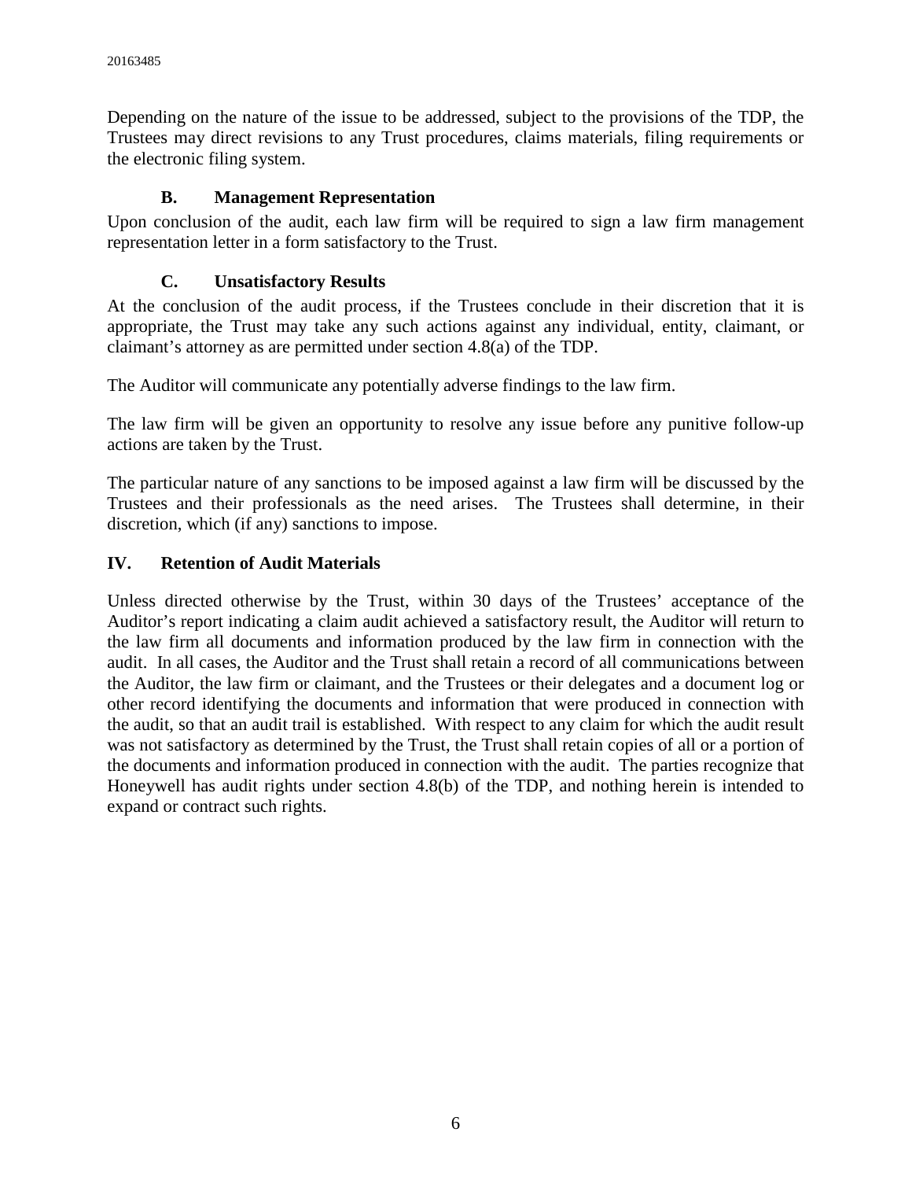Depending on the nature of the issue to be addressed, subject to the provisions of the TDP, the Trustees may direct revisions to any Trust procedures, claims materials, filing requirements or the electronic filing system.

### B. Management Representation

Upon conclusion of the audit, each law firm will be required to sign a law firm management representation letter in a form satisfactory to the Trust.

### C. Unsatisfactory Results

At the conclusion of the audit process, if the Trustees conclude in their discretion that it is appropriate, the Trust may take any such actions against any individual, entity, claimant, or claimant's attorney as are permitted under section 4.8(a) of the TDP.

The Auditor will communicate any potentially adverse findings to the law firm.

The law firm will be given an opportunity to resolve any issue before any punitive follow-up actions are taken by the Trust.

The particular nature of any sanctions to be imposed against a law firm will be discussed by the Trustees and their professionals as the need arises. The Trustees shall determine, in their discretion, which (if any) sanctions to impose.

## IV. Retention of Audit Materials

Unless directed otherwise by the Trust, within 30 days of the Trustees' acceptance of the Auditor's report indicating a claim audit achieved a satisfactory result, the Auditor will return to the law firm all documents and information produced by the law firm in connection with the audit. In all cases, the Auditor and the Trust shall retain a record of all communications between the Auditor, the law firm or claimant, and the Trustees or their delegates and a document log or other record identifying the documents and information that were produced in connection with the audit, so that an audit trail is established. With respect to any claim for which the audit result was not satisfactory as determined by the Trust, the Trust shall retain copies of all or a portion of the documents and information produced in connection with the audit. The parties recognize that Honeywell has audit rights under section 4.8(b) of the TDP, and nothing herein is intended to expand or contract such rights.